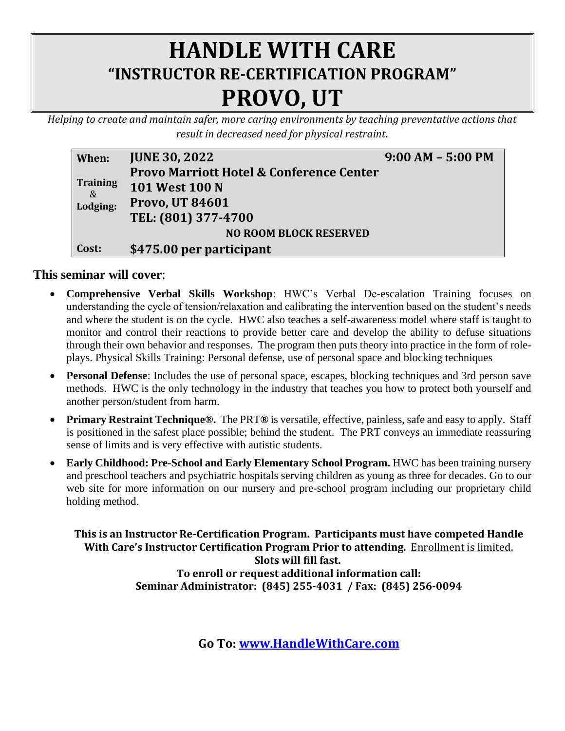# HANDLE WITH CARE
## "INSTRUCTOR RE-CERTIFICATION PROGRAM"
# PROVO, UT

*Helping to create and maintain safer, more caring environments by teaching preventative actions that result in decreased need for physical restraint.*

| | | |
|---|---|---|
| **When:** | **JUNE 30, 2022** | **9:00 AM – 5:00 PM** |
| **Training & Lodging:** | **Provo Marriott Hotel & Conference Center**<br>**101 West 100 N**<br>**Provo, UT 84601**<br>**TEL: (801) 377-4700**<br>**NO ROOM BLOCK RESERVED** | |
| **Cost:** | **$475.00 per participant** | |

**This seminar will cover**:

- **Comprehensive Verbal Skills Workshop**: HWC's Verbal De-escalation Training focuses on understanding the cycle of tension/relaxation and calibrating the intervention based on the student's needs and where the student is on the cycle. HWC also teaches a self-awareness model where staff is taught to monitor and control their reactions to provide better care and develop the ability to defuse situations through their own behavior and responses. The program then puts theory into practice in the form of role-plays. Physical Skills Training: Personal defense, use of personal space and blocking techniques
- **Personal Defense**: Includes the use of personal space, escapes, blocking techniques and 3rd person save methods. HWC is the only technology in the industry that teaches you how to protect both yourself and another person/student from harm.
- **Primary Restraint Technique®.** The PRT**®** is versatile, effective, painless, safe and easy to apply. Staff is positioned in the safest place possible; behind the student. The PRT conveys an immediate reassuring sense of limits and is very effective with autistic students.
- **Early Childhood: Pre-School and Early Elementary School Program.** HWC has been training nursery and preschool teachers and psychiatric hospitals serving children as young as three for decades. Go to our web site for more information on our nursery and pre-school program including our proprietary child holding method.

**This is an Instructor Re-Certification Program. Participants must have competed Handle With Care's Instructor Certification Program Prior to attending.** Enrollment is limited.
**Slots will fill fast.**
**To enroll or request additional information call:**
**Seminar Administrator: (845) 255-4031 / Fax: (845) 256-0094**

**Go To: [www.HandleWithCare.com](http://www.HandleWithCare.com)**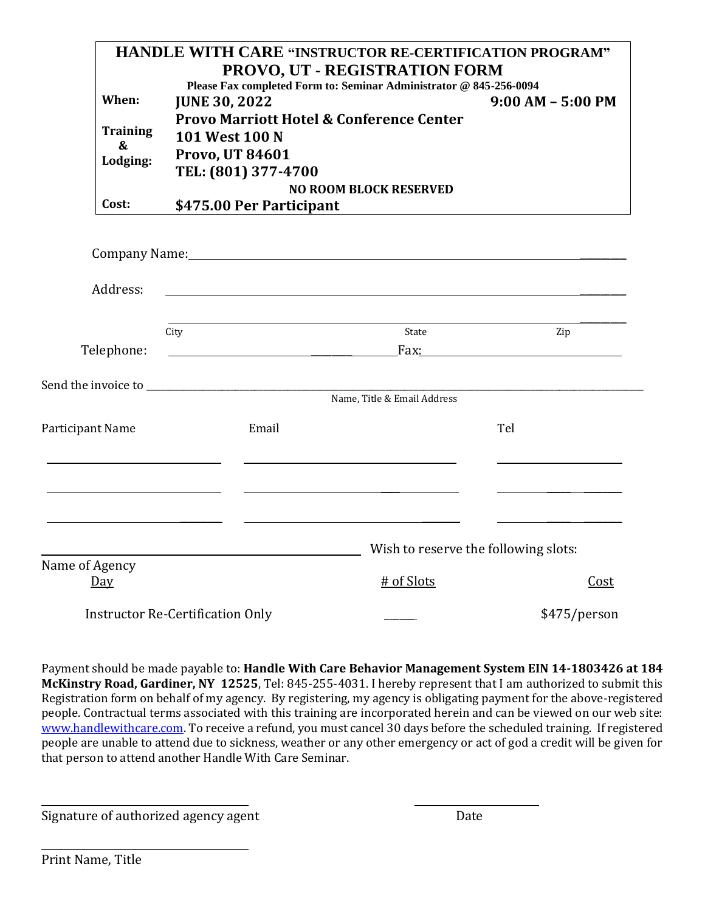# HANDLE WITH CARE "INSTRUCTOR RE-CERTIFICATION PROGRAM"

## PROVO, UT - REGISTRATION FORM

**Please Fax completed Form to: Seminar Administrator @ 845-256-0094**

| | | |
|---|---|---|
| **When:** | **JUNE 30, 2022** | **9:00 AM – 5:00 PM** |
| **Training & Lodging:** | **Provo Marriott Hotel & Conference Center**<br>**101 West 100 N**<br>**Provo, UT 84601**<br>**TEL: (801) 377-4700**<br>**NO ROOM BLOCK RESERVED** | |
| **Cost:** | **$475.00 Per Participant** | |

Company Name: ______________________________________________

Address: ______________________________________________

______________________________________________
City State Zip

Telephone: ______________________ Fax: ______________________

Send the invoice to ______________________________________________
Name, Title & Email Address

| Participant Name | Email | Tel |
|---|---|---|
| | | |
| | | |
| | | |

______________________________
Name of Agency

Wish to reserve the following slots:

| Day | # of Slots | Cost |
|---|---|---|
| Instructor Re-Certification Only | _____ | $475/person |

Payment should be made payable to: **Handle With Care Behavior Management System EIN 14-1803426 at 184 McKinstry Road, Gardiner, NY 12525**, Tel: 845-255-4031. I hereby represent that I am authorized to submit this Registration form on behalf of my agency. By registering, my agency is obligating payment for the above-registered people. Contractual terms associated with this training are incorporated herein and can be viewed on our web site: www.handlewithcare.com. To receive a refund, you must cancel 30 days before the scheduled training. If registered people are unable to attend due to sickness, weather or any other emergency or act of god a credit will be given for that person to attend another Handle With Care Seminar.

______________________________ ____________________
Signature of authorized agency agent Date

______________________________
Print Name, Title